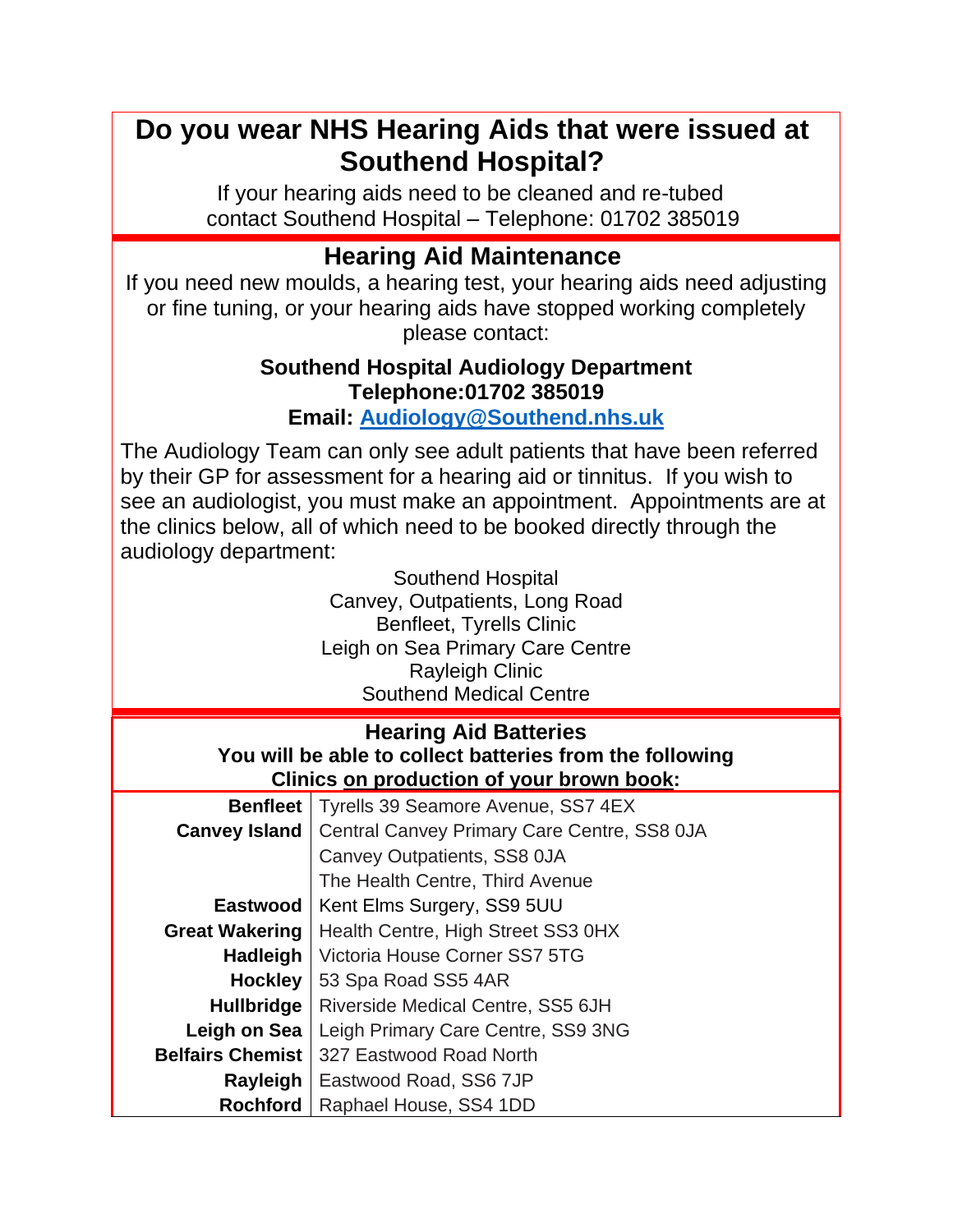# Do you wear NHS Hearing Aids that were issued at Southend Hospital?

If your hearing aids need to be cleaned and re-tubed contact Southend Hospital – Telephone: 01702 385019

## Hearing Aid Maintenance

If you need new moulds, a hearing test, your hearing aids need adjusting or fine tuning, or your hearing aids have stopped working completely please contact:

**Southend Hospital Audiology Department**
**Telephone:01702 385019**
**Email: Audiology@Southend.nhs.uk**

The Audiology Team can only see adult patients that have been referred by their GP for assessment for a hearing aid or tinnitus. If you wish to see an audiologist, you must make an appointment. Appointments are at the clinics below, all of which need to be booked directly through the audiology department:

Southend Hospital
Canvey, Outpatients, Long Road
Benfleet, Tyrells Clinic
Leigh on Sea Primary Care Centre
Rayleigh Clinic
Southend Medical Centre

## Hearing Aid Batteries

**You will be able to collect batteries from the following Clinics on production of your brown book:**

| | |
|---|---|
| **Benfleet** | Tyrells 39 Seamore Avenue, SS7 4EX |
| **Canvey Island** | Central Canvey Primary Care Centre, SS8 0JA |
| | Canvey Outpatients, SS8 0JA |
| | The Health Centre, Third Avenue |
| **Eastwood** | Kent Elms Surgery, SS9 5UU |
| **Great Wakering** | Health Centre, High Street SS3 0HX |
| **Hadleigh** | Victoria House Corner SS7 5TG |
| **Hockley** | 53 Spa Road SS5 4AR |
| **Hullbridge** | Riverside Medical Centre, SS5 6JH |
| **Leigh on Sea** | Leigh Primary Care Centre, SS9 3NG |
| **Belfairs Chemist** | 327 Eastwood Road North |
| **Rayleigh** | Eastwood Road, SS6 7JP |
| **Rochford** | Raphael House, SS4 1DD |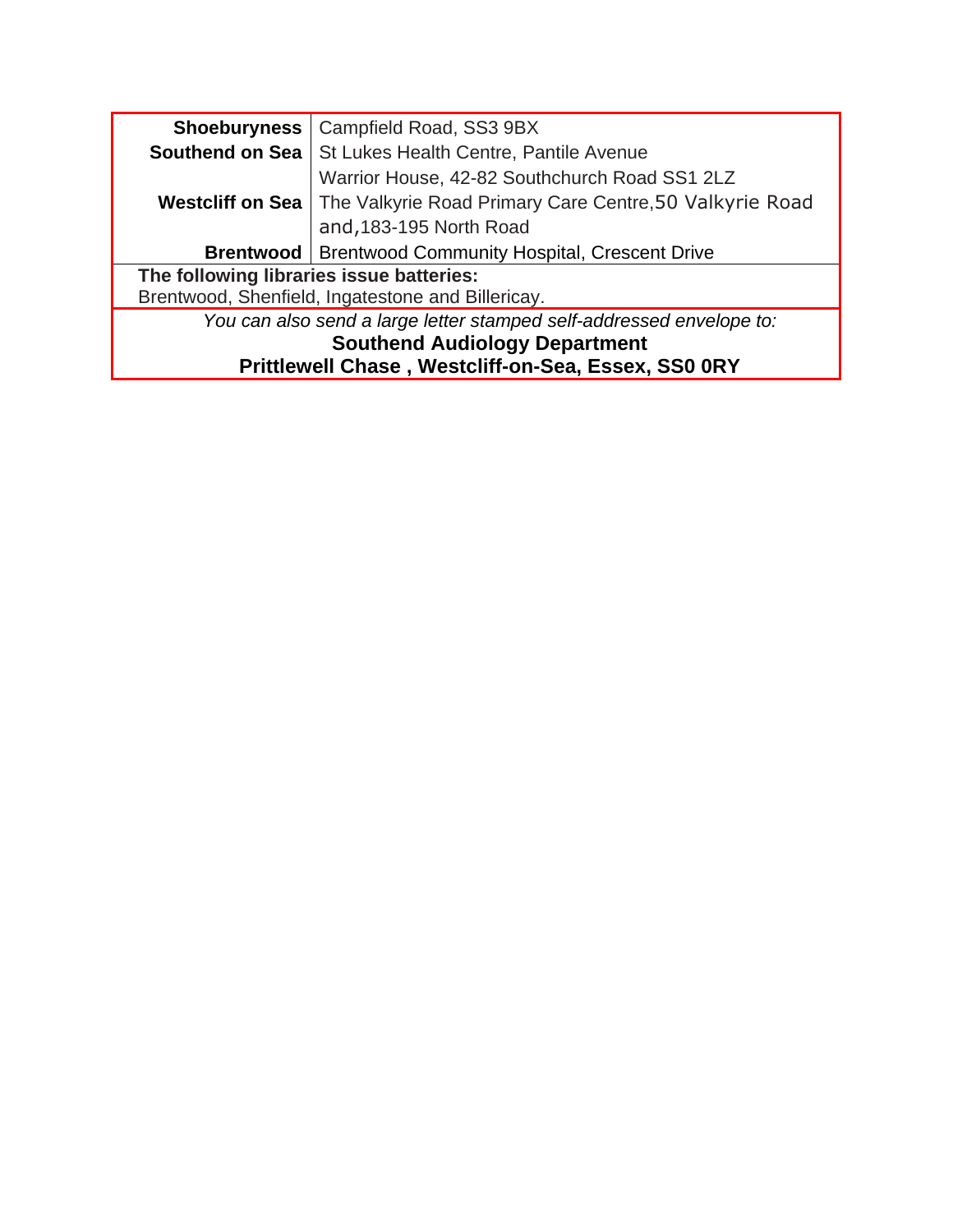| | |
|---|---|
| **Shoeburyness** | Campfield Road, SS3 9BX |
| **Southend on Sea** | St Lukes Health Centre, Pantile Avenue |
| | Warrior House, 42-82 Southchurch Road SS1 2LZ |
| **Westcliff on Sea** | The Valkyrie Road Primary Care Centre,50 Valkyrie Road and,183-195 North Road |
| **Brentwood** | Brentwood Community Hospital, Crescent Drive |

**The following libraries issue batteries:**
Brentwood, Shenfield, Ingatestone and Billericay.

*You can also send a large letter stamped self-addressed envelope to:*

**Southend Audiology Department**
**Prittlewell Chase , Westcliff-on-Sea, Essex, SS0 0RY**